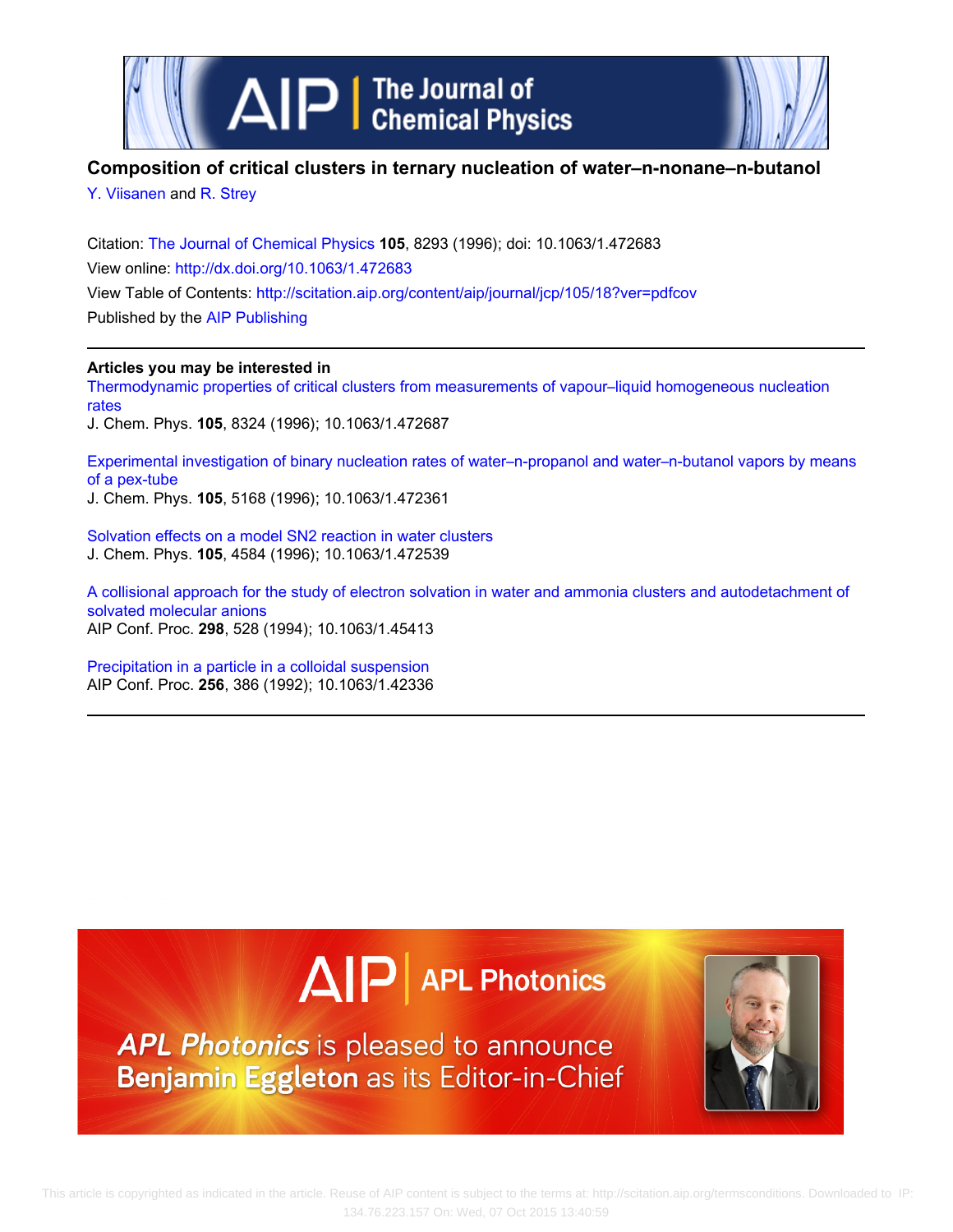# Composition of critical clusters in ternary nucleation of water–n-nonane–n-butanol

Y. Viisanen and R. Strey

Citation: The Journal of Chemical Physics **105**, 8293 (1996); doi: 10.1063/1.472683

View online: http://dx.doi.org/10.1063/1.472683

View Table of Contents: http://scitation.aip.org/content/aip/journal/jcp/105/18?ver=pdfcov

Published by the AIP Publishing

**Articles you may be interested in**

Thermodynamic properties of critical clusters from measurements of vapour–liquid homogeneous nucleation rates
J. Chem. Phys. **105**, 8324 (1996); 10.1063/1.472687

Experimental investigation of binary nucleation rates of water–n-propanol and water–n-butanol vapors by means of a pex-tube
J. Chem. Phys. **105**, 5168 (1996); 10.1063/1.472361

Solvation effects on a model SN2 reaction in water clusters
J. Chem. Phys. **105**, 4584 (1996); 10.1063/1.472539

A collisional approach for the study of electron solvation in water and ammonia clusters and autodetachment of solvated molecular anions
AIP Conf. Proc. **298**, 528 (1994); 10.1063/1.45413

Precipitation in a particle in a colloidal suspension
AIP Conf. Proc. **256**, 386 (1992); 10.1063/1.42336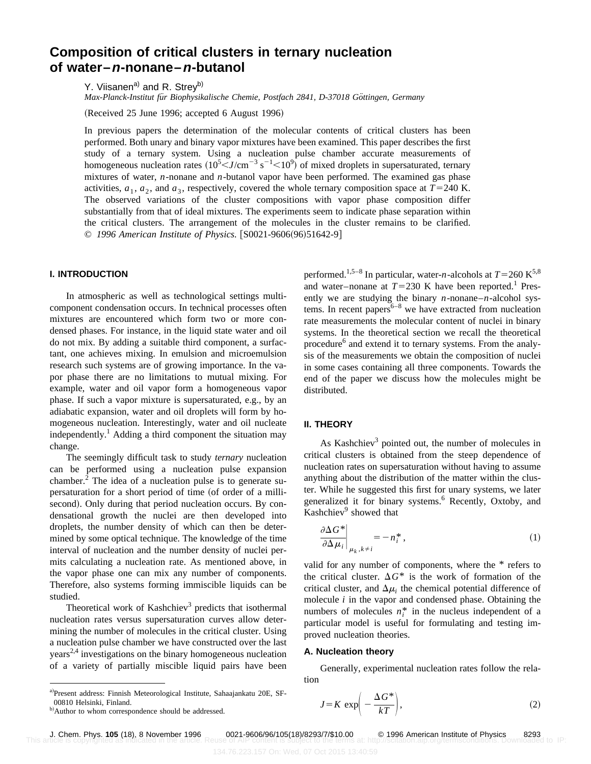# Composition of critical clusters in ternary nucleation of water–*n*-nonane–*n*-butanol

Y. Viisanen[a] and R. Strey[b]

*Max-Planck-Institut für Biophysikalische Chemie, Postfach 2841, D-37018 Göttingen, Germany*

(Received 25 June 1996; accepted 6 August 1996)

In previous papers the determination of the molecular contents of critical clusters has been performed. Both unary and binary vapor mixtures have been examined. This paper describes the first study of a ternary system. Using a nucleation pulse chamber accurate measurements of homogeneous nucleation rates $(10^5 < J/\text{cm}^{-3}\ \text{s}^{-1} < 10^9)$ of mixed droplets in supersaturated, ternary mixtures of water, *n*-nonane and *n*-butanol vapor have been performed. The examined gas phase activities, $a_1$, $a_2$, and $a_3$, respectively, covered the whole ternary composition space at $T=240$ K. The observed variations of the cluster compositions with vapor phase composition differ substantially from that of ideal mixtures. The experiments seem to indicate phase separation within the critical clusters. The arrangement of the molecules in the cluster remains to be clarified. © *1996 American Institute of Physics.* [S0021-9606(96)51642-9]

## I. INTRODUCTION

In atmospheric as well as technological settings multicomponent condensation occurs. In technical processes often mixtures are encountered which form two or more condensed phases. For instance, in the liquid state water and oil do not mix. By adding a suitable third component, a surfactant, one achieves mixing. In emulsion and microemulsion research such systems are of growing importance. In the vapor phase there are no limitations to mutual mixing. For example, water and oil vapor form a homogeneous vapor phase. If such a vapor mixture is supersaturated, e.g., by an adiabatic expansion, water and oil droplets will form by homogeneous nucleation. Interestingly, water and oil nucleate independently.[1] Adding a third component the situation may change.

The seemingly difficult task to study *ternary* nucleation can be performed using a nucleation pulse expansion chamber.[2] The idea of a nucleation pulse is to generate supersaturation for a short period of time (of order of a millisecond). Only during that period nucleation occurs. By condensational growth the nuclei are then developed into droplets, the number density of which can then be determined by some optical technique. The knowledge of the time interval of nucleation and the number density of nuclei permits calculating a nucleation rate. As mentioned above, in the vapor phase one can mix any number of components. Therefore, also systems forming immiscible liquids can be studied.

Theoretical work of Kashchiev[3] predicts that isothermal nucleation rates versus supersaturation curves allow determining the number of molecules in the critical cluster. Using a nucleation pulse chamber we have constructed over the last years[2,4] investigations on the binary homogeneous nucleation of a variety of partially miscible liquid pairs have been performed.[1,5–8] In particular, water-*n*-alcohols at $T=260$ K[5,8] and water–nonane at $T=230$ K have been reported.[1] Presently we are studying the binary *n*-nonane–*n*-alcohol systems. In recent papers[6–8] we have extracted from nucleation rate measurements the molecular content of nuclei in binary systems. In the theoretical section we recall the theoretical procedure[6] and extend it to ternary systems. From the analysis of the measurements we obtain the composition of nuclei in some cases containing all three components. Towards the end of the paper we discuss how the molecules might be distributed.

## II. THEORY

As Kashchiev[3] pointed out, the number of molecules in critical clusters is obtained from the steep dependence of nucleation rates on supersaturation without having to assume anything about the distribution of the matter within the cluster. While he suggested this first for unary systems, we later generalized it for binary systems.[6] Recently, Oxtoby, and Kashchiev[9] showed that

$$\left.\frac{\partial \Delta G^*}{\partial \Delta \mu_i}\right|_{\mu_k, k \neq i} = -n_i^*, \tag{1}$$

valid for any number of components, where the * refers to the critical cluster. $\Delta G^*$ is the work of formation of the critical cluster, and $\Delta \mu_i$ the chemical potential difference of molecule $i$ in the vapor and condensed phase. Obtaining the numbers of molecules $n_i^*$ in the nucleus independent of a particular model is useful for formulating and testing improved nucleation theories.

### A. Nucleation theory

Generally, experimental nucleation rates follow the relation

$$J = K \exp\left(-\frac{\Delta G^*}{kT}\right), \tag{2}$$

[a] Present address: Finnish Meteorological Institute, Sahaajankatu 20E, SF-00810 Helsinki, Finland.

[b] Author to whom correspondence should be addressed.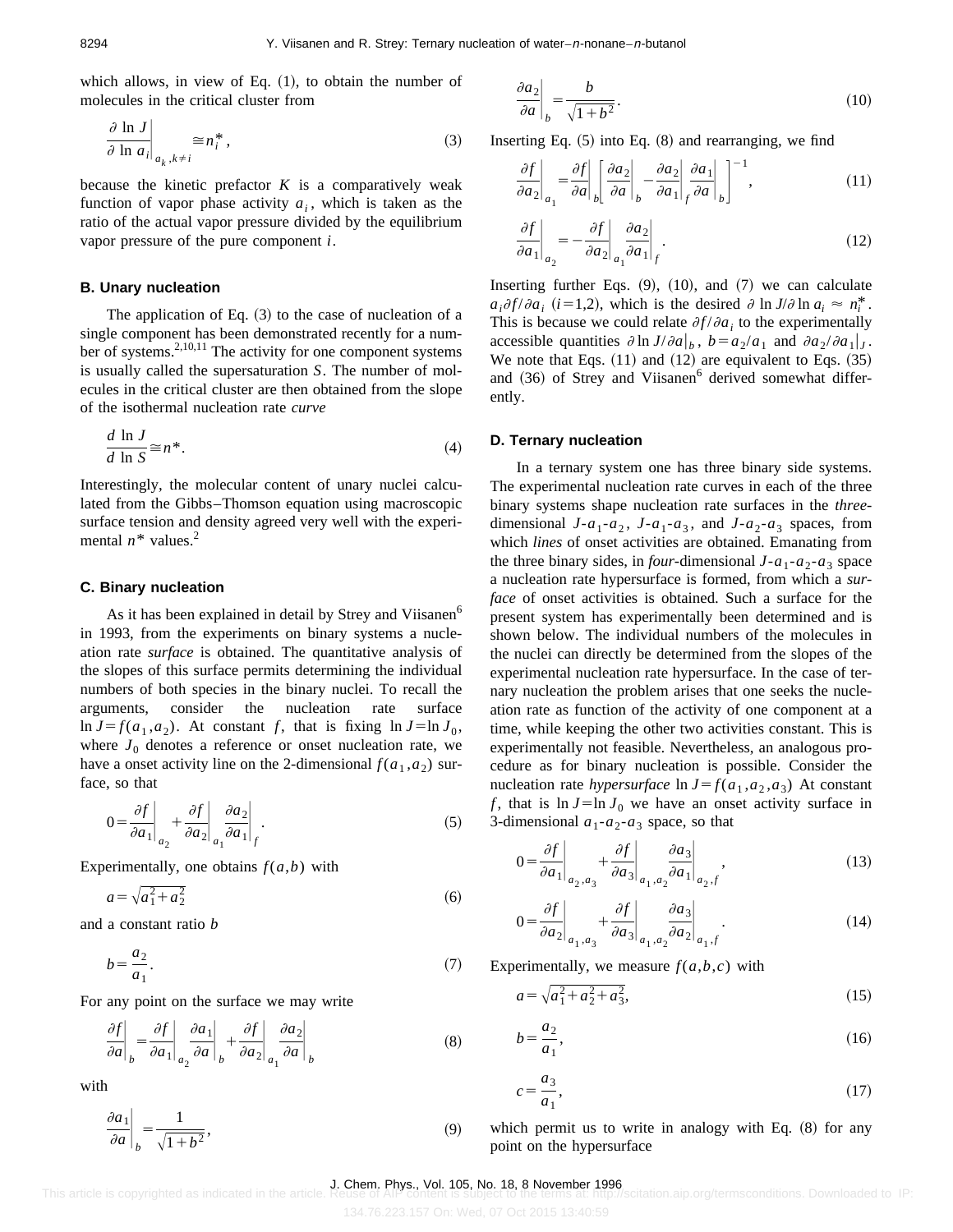which allows, in view of Eq. (1), to obtain the number of molecules in the critical cluster from

$$\left.\frac{\partial \ln J}{\partial \ln a_i}\right|_{a_k, k\neq i} \cong n_i^*, \tag{3}$$

because the kinetic prefactor $K$ is a comparatively weak function of vapor phase activity $a_i$, which is taken as the ratio of the actual vapor pressure divided by the equilibrium vapor pressure of the pure component $i$.

### B. Unary nucleation

The application of Eq. (3) to the case of nucleation of a single component has been demonstrated recently for a number of systems.[2,10,11] The activity for one component systems is usually called the supersaturation $S$. The number of molecules in the critical cluster are then obtained from the slope of the isothermal nucleation rate *curve*

$$\frac{d \ln J}{d \ln S} \cong n^*. \tag{4}$$

Interestingly, the molecular content of unary nuclei calculated from the Gibbs–Thomson equation using macroscopic surface tension and density agreed very well with the experimental $n^*$ values.[2]

### C. Binary nucleation

As it has been explained in detail by Strey and Viisanen[6] in 1993, from the experiments on binary systems a nucleation rate *surface* is obtained. The quantitative analysis of the slopes of this surface permits determining the individual numbers of both species in the binary nuclei. To recall the arguments, consider the nucleation rate surface $\ln J = f(a_1, a_2)$. At constant $f$, that is fixing $\ln J = \ln J_0$, where $J_0$ denotes a reference or onset nucleation rate, we have a onset activity line on the 2-dimensional $f(a_1, a_2)$ surface, so that

$$0 = \left.\frac{\partial f}{\partial a_1}\right|_{a_2} + \left.\frac{\partial f}{\partial a_2}\right|_{a_1} \left.\frac{\partial a_2}{\partial a_1}\right|_f. \tag{5}$$

Experimentally, one obtains $f(a,b)$ with

$$a = \sqrt{a_1^2 + a_2^2} \tag{6}$$

and a constant ratio $b$

$$b = \frac{a_2}{a_1}. \tag{7}$$

For any point on the surface we may write

$$\left.\frac{\partial f}{\partial a}\right|_b = \left.\frac{\partial f}{\partial a_1}\right|_{a_2} \left.\frac{\partial a_1}{\partial a}\right|_b + \left.\frac{\partial f}{\partial a_2}\right|_{a_1} \left.\frac{\partial a_2}{\partial a}\right|_b \tag{8}$$

with

$$\left.\frac{\partial a_1}{\partial a}\right|_b = \frac{1}{\sqrt{1+b^2}}, \tag{9}$$

$$\left.\frac{\partial a_2}{\partial a}\right|_b = \frac{b}{\sqrt{1+b^2}}. \tag{10}$$

Inserting Eq. (5) into Eq. (8) and rearranging, we find

$$\left.\frac{\partial f}{\partial a_2}\right|_{a_1} = \left.\frac{\partial f}{\partial a}\right|_b \left[ \left.\frac{\partial a_2}{\partial a}\right|_b - \left.\frac{\partial a_2}{\partial a_1}\right|_f \left.\frac{\partial a_1}{\partial a}\right|_b \right]^{-1}, \tag{11}$$

$$\left.\frac{\partial f}{\partial a_1}\right|_{a_2} = -\left.\frac{\partial f}{\partial a_2}\right|_{a_1} \left.\frac{\partial a_2}{\partial a_1}\right|_f. \tag{12}$$

Inserting further Eqs. (9), (10), and (7) we can calculate $a_i \partial f/\partial a_i$ $(i=1,2)$, which is the desired $\partial \ln J/\partial \ln a_i \approx n_i^*$. This is because we could relate $\partial f/\partial a_i$ to the experimentally accessible quantities $\partial \ln J/\partial a|_b$, $b = a_2/a_1$ and $\partial a_2/\partial a_1|_J$. We note that Eqs. (11) and (12) are equivalent to Eqs. (35) and (36) of Strey and Viisanen[6] derived somewhat differently.

### D. Ternary nucleation

In a ternary system one has three binary side systems. The experimental nucleation rate curves in each of the three binary systems shape nucleation rate surfaces in the *three*-dimensional $J$-$a_1$-$a_2$, $J$-$a_1$-$a_3$, and $J$-$a_2$-$a_3$ spaces, from which *lines* of onset activities are obtained. Emanating from the three binary sides, in *four*-dimensional $J$-$a_1$-$a_2$-$a_3$ space a nucleation rate hypersurface is formed, from which a *surface* of onset activities is obtained. Such a surface for the present system has experimentally been determined and is shown below. The individual numbers of the molecules in the nuclei can directly be determined from the slopes of the experimental nucleation rate hypersurface. In the case of ternary nucleation the problem arises that one seeks the nucleation rate as function of the activity of one component at a time, while keeping the other two activities constant. This is experimentally not feasible. Nevertheless, an analogous procedure as for binary nucleation is possible. Consider the nucleation rate *hypersurface* $\ln J = f(a_1, a_2, a_3)$ At constant $f$, that is $\ln J = \ln J_0$ we have an onset activity surface in 3-dimensional $a_1$-$a_2$-$a_3$ space, so that

$$0 = \left.\frac{\partial f}{\partial a_1}\right|_{a_2, a_3} + \left.\frac{\partial f}{\partial a_3}\right|_{a_1, a_2} \left.\frac{\partial a_3}{\partial a_1}\right|_{a_2, f}, \tag{13}$$

$$0 = \left.\frac{\partial f}{\partial a_2}\right|_{a_1, a_3} + \left.\frac{\partial f}{\partial a_3}\right|_{a_1, a_2} \left.\frac{\partial a_3}{\partial a_2}\right|_{a_1, f}. \tag{14}$$

Experimentally, we measure $f(a,b,c)$ with

$$a = \sqrt{a_1^2 + a_2^2 + a_3^2}, \tag{15}$$

$$b = \frac{a_2}{a_1}, \tag{16}$$

$$c = \frac{a_3}{a_1}, \tag{17}$$

which permit us to write in analogy with Eq. (8) for any point on the hypersurface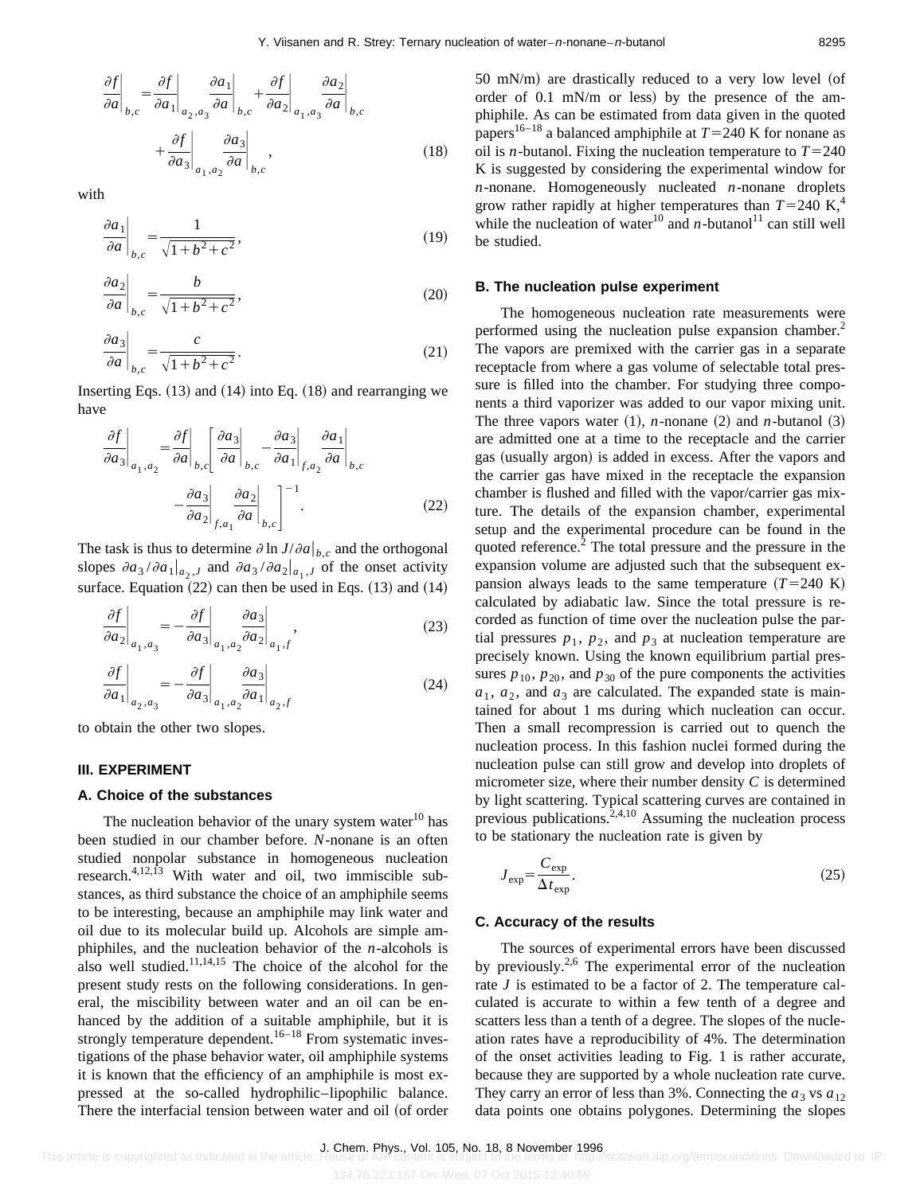$$\left.\frac{\partial f}{\partial a}\right|_{b,c}=\left.\frac{\partial f}{\partial a_1}\right|_{a_2,a_3}\left.\frac{\partial a_1}{\partial a}\right|_{b,c}+\left.\frac{\partial f}{\partial a_2}\right|_{a_1,a_3}\left.\frac{\partial a_2}{\partial a}\right|_{b,c}+\left.\frac{\partial f}{\partial a_3}\right|_{a_1,a_2}\left.\frac{\partial a_3}{\partial a}\right|_{b,c}, \tag{18}$$

with

$$\left.\frac{\partial a_1}{\partial a}\right|_{b,c}=\frac{1}{\sqrt{1+b^2+c^2}}, \tag{19}$$

$$\left.\frac{\partial a_2}{\partial a}\right|_{b,c}=\frac{b}{\sqrt{1+b^2+c^2}}, \tag{20}$$

$$\left.\frac{\partial a_3}{\partial a}\right|_{b,c}=\frac{c}{\sqrt{1+b^2+c^2}}. \tag{21}$$

Inserting Eqs. (13) and (14) into Eq. (18) and rearranging we have

$$\left.\frac{\partial f}{\partial a_3}\right|_{a_1,a_2}=\left.\frac{\partial f}{\partial a}\right|_{b,c}\left[\left.\frac{\partial a_3}{\partial a}\right|_{b,c}-\left.\frac{\partial a_3}{\partial a_1}\right|_{f,a_2}\left.\frac{\partial a_1}{\partial a}\right|_{b,c}-\left.\frac{\partial a_3}{\partial a_2}\right|_{f,a_1}\left.\frac{\partial a_2}{\partial a}\right|_{b,c}\right]^{-1}. \tag{22}$$

The task is thus to determine $\partial \ln J/\partial a|_{b,c}$ and the orthogonal slopes $\partial a_3/\partial a_1|_{a_2,J}$ and $\partial a_3/\partial a_2|_{a_1,J}$ of the onset activity surface. Equation (22) can then be used in Eqs. (13) and (14)

$$\left.\frac{\partial f}{\partial a_2}\right|_{a_1,a_3}=-\left.\frac{\partial f}{\partial a_3}\right|_{a_1,a_2}\left.\frac{\partial a_3}{\partial a_2}\right|_{a_1,f}, \tag{23}$$

$$\left.\frac{\partial f}{\partial a_1}\right|_{a_2,a_3}=-\left.\frac{\partial f}{\partial a_3}\right|_{a_1,a_2}\left.\frac{\partial a_3}{\partial a_1}\right|_{a_2,f} \tag{24}$$

to obtain the other two slopes.

## III. EXPERIMENT

### A. Choice of the substances

The nucleation behavior of the unary system water[10] has been studied in our chamber before. *N*-nonane is an often studied nonpolar substance in homogeneous nucleation research.[4,12,13] With water and oil, two immiscible substances, as third substance the choice of an amphiphile seems to be interesting, because an amphiphile may link water and oil due to its molecular build up. Alcohols are simple amphiphiles, and the nucleation behavior of the *n*-alcohols is also well studied.[11,14,15] The choice of the alcohol for the present study rests on the following considerations. In general, the miscibility between water and an oil can be enhanced by the addition of a suitable amphiphile, but it is strongly temperature dependent.[16–18] From systematic investigations of the phase behavior water, oil amphiphile systems it is known that the efficiency of an amphiphile is most expressed at the so-called hydrophilic–lipophilic balance. There the interfacial tension between water and oil (of order 50 mN/m) are drastically reduced to a very low level (of order of 0.1 mN/m or less) by the presence of the amphiphile. As can be estimated from data given in the quoted papers[16–18] a balanced amphiphile at $T=240$ K for nonane as oil is *n*-butanol. Fixing the nucleation temperature to $T=240$ K is suggested by considering the experimental window for *n*-nonane. Homogeneously nucleated *n*-nonane droplets grow rather rapidly at higher temperatures than $T=240$ K,[4] while the nucleation of water[10] and *n*-butanol[11] can still well be studied.

### B. The nucleation pulse experiment

The homogeneous nucleation rate measurements were performed using the nucleation pulse expansion chamber.[2] The vapors are premixed with the carrier gas in a separate receptacle from where a gas volume of selectable total pressure is filled into the chamber. For studying three components a third vaporizer was added to our vapor mixing unit. The three vapors water (1), *n*-nonane (2) and *n*-butanol (3) are admitted one at a time to the receptacle and the carrier gas (usually argon) is added in excess. After the vapors and the carrier gas have mixed in the receptacle the expansion chamber is flushed and filled with the vapor/carrier gas mixture. The details of the expansion chamber, experimental setup and the experimental procedure can be found in the quoted reference.[2] The total pressure and the pressure in the expansion volume are adjusted such that the subsequent expansion always leads to the same temperature ($T=240$ K) calculated by adiabatic law. Since the total pressure is recorded as function of time over the nucleation pulse the partial pressures $p_1$, $p_2$, and $p_3$ at nucleation temperature are precisely known. Using the known equilibrium partial pressures $p_{10}$, $p_{20}$, and $p_{30}$ of the pure components the activities $a_1$, $a_2$, and $a_3$ are calculated. The expanded state is maintained for about 1 ms during which nucleation can occur. Then a small recompression is carried out to quench the nucleation process. In this fashion nuclei formed during the nucleation pulse can still grow and develop into droplets of micrometer size, where their number density $C$ is determined by light scattering. Typical scattering curves are contained in previous publications.[2,4,10] Assuming the nucleation process to be stationary the nucleation rate is given by

$$J_{\text{exp}}=\frac{C_{\text{exp}}}{\Delta t_{\text{exp}}}. \tag{25}$$

### C. Accuracy of the results

The sources of experimental errors have been discussed by previously.[2,6] The experimental error of the nucleation rate $J$ is estimated to be a factor of 2. The temperature calculated is accurate to within a few tenth of a degree and scatters less than a tenth of a degree. The slopes of the nucleation rates have a reproducibility of 4%. The determination of the onset activities leading to Fig. 1 is rather accurate, because they are supported by a whole nucleation rate curve. They carry an error of less than 3%. Connecting the $a_3$ vs $a_{12}$ data points one obtains polygones. Determining the slopes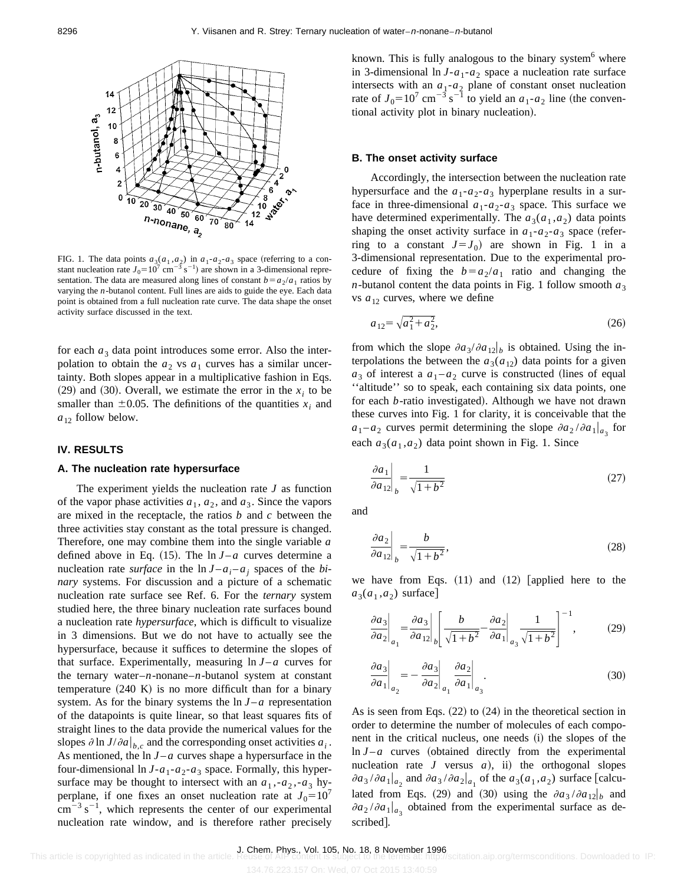FIG. 1. The data points $a_3(a_1,a_2)$ in $a_1$-$a_2$-$a_3$ space (referring to a constant nucleation rate $J_0=10^7\ \mathrm{cm^{-3}\,s^{-1}}$) are shown in a 3-dimensional representation. The data are measured along lines of constant $b=a_2/a_1$ ratios by varying the $n$-butanol content. Full lines are aids to guide the eye. Each data point is obtained from a full nucleation rate curve. The data shape the onset activity surface discussed in the text.

for each $a_3$ data point introduces some error. Also the interpolation to obtain the $a_2$ vs $a_1$ curves has a similar uncertainty. Both slopes appear in a multiplicative fashion in Eqs. (29) and (30). Overall, we estimate the error in the $x_i$ to be smaller than $\pm 0.05$. The definitions of the quantities $x_i$ and $a_{12}$ follow below.

## IV. RESULTS

### A. The nucleation rate hypersurface

The experiment yields the nucleation rate $J$ as function of the vapor phase activities $a_1$, $a_2$, and $a_3$. Since the vapors are mixed in the receptacle, the ratios $b$ and $c$ between the three activities stay constant as the total pressure is changed. Therefore, one may combine them into the single variable $a$ defined above in Eq. (15). The $\ln J$–$a$ curves determine a nucleation rate *surface* in the $\ln J$–$a_i$–$a_j$ spaces of the *binary* systems. For discussion and a picture of a schematic nucleation rate surface see Ref. 6. For the *ternary* system studied here, the three binary nucleation rate surfaces bound a nucleation rate *hypersurface*, which is difficult to visualize in 3 dimensions. But we do not have to actually see the hypersurface, because it suffices to determine the slopes of that surface. Experimentally, measuring $\ln J$–$a$ curves for the ternary water–$n$-nonane–$n$-butanol system at constant temperature (240 K) is no more difficult than for a binary system. As for the binary systems the $\ln J$–$a$ representation of the datapoints is quite linear, so that least squares fits of straight lines to the data provide the numerical values for the slopes $\partial \ln J/\partial a|_{b,c}$ and the corresponding onset activities $a_i$. As mentioned, the $\ln J$–$a$ curves shape a hypersurface in the four-dimensional $\ln J$-$a_1$-$a_2$-$a_3$ space. Formally, this hypersurface may be thought to intersect with an $a_1$,-$a_2$,-$a_3$ hyperplane, if one fixes an onset nucleation rate at $J_0=10^7\ \mathrm{cm^{-3}\,s^{-1}}$, which represents the center of our experimental nucleation rate window, and is therefore rather precisely known. This is fully analogous to the binary system[6] where in 3-dimensional $\ln J$-$a_1$-$a_2$ space a nucleation rate surface intersects with an $a_1$-$a_2$ plane of constant onset nucleation rate of $J_0=10^7\ \mathrm{cm^{-3}\,s^{-1}}$ to yield an $a_1$-$a_2$ line (the conventional activity plot in binary nucleation).

### B. The onset activity surface

Accordingly, the intersection between the nucleation rate hypersurface and the $a_1$-$a_2$-$a_3$ hyperplane results in a surface in three-dimensional $a_1$-$a_2$-$a_3$ space. This surface we have determined experimentally. The $a_3(a_1,a_2)$ data points shaping the onset activity surface in $a_1$-$a_2$-$a_3$ space (referring to a constant $J=J_0$) are shown in Fig. 1 in a 3-dimensional representation. Due to the experimental procedure of fixing the $b=a_2/a_1$ ratio and changing the $n$-butanol content the data points in Fig. 1 follow smooth $a_3$ vs $a_{12}$ curves, where we define

$$a_{12}=\sqrt{a_1^2+a_2^2}, \tag{26}$$

from which the slope $\partial a_3/\partial a_{12}|_b$ is obtained. Using the interpolations the between the $a_3(a_{12})$ data points for a given $a_3$ of interest a $a_1-a_2$ curve is constructed (lines of equal ''altitude'' so to speak, each containing six data points, one for each $b$-ratio investigated). Although we have not drawn these curves into Fig. 1 for clarity, it is conceivable that the $a_1-a_2$ curves permit determining the slope $\partial a_2/\partial a_1|_{a_3}$ for each $a_3(a_1,a_2)$ data point shown in Fig. 1. Since

$$\left.\frac{\partial a_1}{\partial a_{12}}\right|_b=\frac{1}{\sqrt{1+b^2}} \tag{27}$$

and

$$\left.\frac{\partial a_2}{\partial a_{12}}\right|_b=\frac{b}{\sqrt{1+b^2}}, \tag{28}$$

we have from Eqs. (11) and (12) [applied here to the $a_3(a_1,a_2)$ surface]

$$\left.\frac{\partial a_3}{\partial a_2}\right|_{a_1}=\left.\frac{\partial a_3}{\partial a_{12}}\right|_b\left[\frac{b}{\sqrt{1+b^2}}-\left.\frac{\partial a_2}{\partial a_1}\right|_{a_3}\frac{1}{\sqrt{1+b^2}}\right]^{-1}, \tag{29}$$

$$\left.\frac{\partial a_3}{\partial a_1}\right|_{a_2}=-\left.\frac{\partial a_3}{\partial a_2}\right|_{a_1}\left.\frac{\partial a_2}{\partial a_1}\right|_{a_3}. \tag{30}$$

As is seen from Eqs. (22) to (24) in the theoretical section in order to determine the number of molecules of each component in the critical nucleus, one needs (i) the slopes of the $\ln J$–$a$ curves (obtained directly from the experimental nucleation rate $J$ versus $a$), ii) the orthogonal slopes $\partial a_3/\partial a_1|_{a_2}$ and $\partial a_3/\partial a_2|_{a_1}$ of the $a_3(a_1,a_2)$ surface [calculated from Eqs. (29) and (30) using the $\partial a_3/\partial a_{12}|_b$ and $\partial a_2/\partial a_1|_{a_3}$ obtained from the experimental surface as described].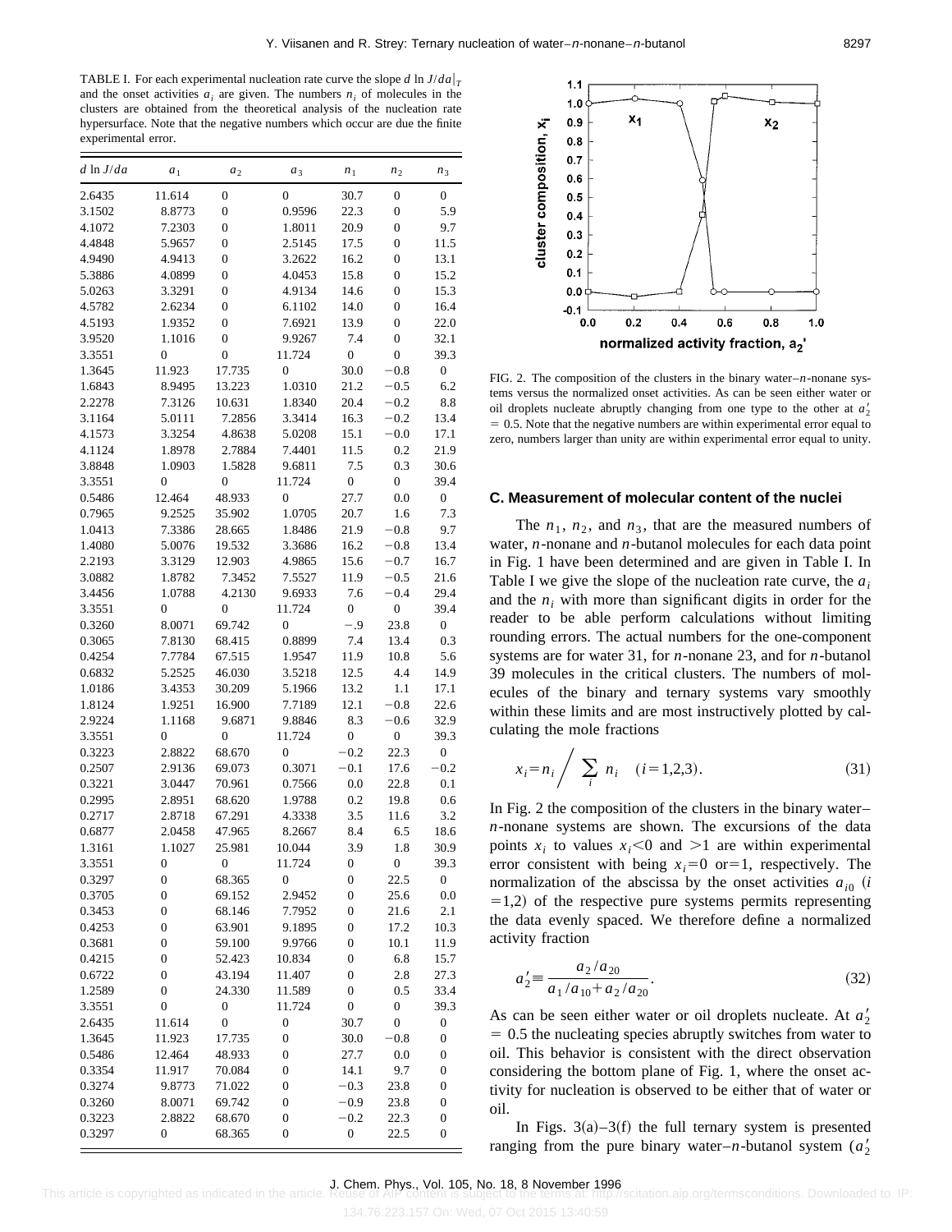TABLE I. For each experimental nucleation rate curve the slope $d \ln J/da|_T$ and the onset activities $a_i$ are given. The numbers $n_i$ of molecules in the clusters are obtained from the theoretical analysis of the nucleation rate hypersurface. Note that the negative numbers which occur are due the finite experimental error.

| $d \ln J/da$ | $a_1$ | $a_2$ | $a_3$ | $n_1$ | $n_2$ | $n_3$ |
|---|---|---|---|---|---|---|
| 2.6435 | 11.614 | 0 | 0 | 30.7 | 0 | 0 |
| 3.1502 | 8.8773 | 0 | 0.9596 | 22.3 | 0 | 5.9 |
| 4.1072 | 7.2303 | 0 | 1.8011 | 20.9 | 0 | 9.7 |
| 4.4848 | 5.9657 | 0 | 2.5145 | 17.5 | 0 | 11.5 |
| 4.9490 | 4.9413 | 0 | 3.2622 | 16.2 | 0 | 13.1 |
| 5.3886 | 4.0899 | 0 | 4.0453 | 15.8 | 0 | 15.2 |
| 5.0263 | 3.3291 | 0 | 4.9134 | 14.6 | 0 | 15.3 |
| 4.5782 | 2.6234 | 0 | 6.1102 | 14.0 | 0 | 16.4 |
| 4.5193 | 1.9352 | 0 | 7.6921 | 13.9 | 0 | 22.0 |
| 3.9520 | 1.1016 | 0 | 9.9267 | 7.4 | 0 | 32.1 |
| 3.3551 | 0 | 0 | 11.724 | 0 | 0 | 39.3 |
| 1.3645 | 11.923 | 17.735 | 0 | 30.0 | −0.8 | 0 |
| 1.6843 | 8.9495 | 13.223 | 1.0310 | 21.2 | −0.5 | 6.2 |
| 2.2278 | 7.3126 | 10.631 | 1.8340 | 20.4 | −0.2 | 8.8 |
| 3.1164 | 5.0111 | 7.2856 | 3.3414 | 16.3 | −0.2 | 13.4 |
| 4.1573 | 3.3254 | 4.8638 | 5.0208 | 15.1 | −0.0 | 17.1 |
| 4.1124 | 1.8978 | 2.7884 | 7.4401 | 11.5 | 0.2 | 21.9 |
| 3.8848 | 1.0903 | 1.5828 | 9.6811 | 7.5 | 0.3 | 30.6 |
| 3.3551 | 0 | 0 | 11.724 | 0 | 0 | 39.4 |
| 0.5486 | 12.464 | 48.933 | 0 | 27.7 | 0.0 | 0 |
| 0.7965 | 9.2525 | 35.902 | 1.0705 | 20.7 | 1.6 | 7.3 |
| 1.0413 | 7.3386 | 28.665 | 1.8486 | 21.9 | −0.8 | 9.7 |
| 1.4080 | 5.0076 | 19.532 | 3.3686 | 16.2 | −0.8 | 13.4 |
| 2.2193 | 3.3129 | 12.903 | 4.9865 | 15.6 | −0.7 | 16.7 |
| 3.0882 | 1.8782 | 7.3452 | 7.5527 | 11.9 | −0.5 | 21.6 |
| 3.4456 | 1.0788 | 4.2130 | 9.6933 | 7.6 | −0.4 | 29.4 |
| 3.3551 | 0 | 0 | 11.724 | 0 | 0 | 39.4 |
| 0.3260 | 8.0071 | 69.742 | 0 | −.9 | 23.8 | 0 |
| 0.3065 | 7.8130 | 68.415 | 0.8899 | 7.4 | 13.4 | 0.3 |
| 0.4254 | 7.7784 | 67.515 | 1.9547 | 11.9 | 10.8 | 5.6 |
| 0.6832 | 5.2525 | 46.030 | 3.5218 | 12.5 | 4.4 | 14.9 |
| 1.0186 | 3.4353 | 30.209 | 5.1966 | 13.2 | 1.1 | 17.1 |
| 1.8124 | 1.9251 | 16.900 | 7.7189 | 12.1 | −0.8 | 22.6 |
| 2.9224 | 1.1168 | 9.6871 | 9.8846 | 8.3 | −0.6 | 32.9 |
| 3.3551 | 0 | 0 | 11.724 | 0 | 0 | 39.3 |
| 0.3223 | 2.8822 | 68.670 | 0 | −0.2 | 22.3 | 0 |
| 0.2507 | 2.9136 | 69.073 | 0.3071 | −0.1 | 17.6 | −0.2 |
| 0.3221 | 3.0447 | 70.961 | 0.7566 | 0.0 | 22.8 | 0.1 |
| 0.2995 | 2.8951 | 68.620 | 1.9788 | 0.2 | 19.8 | 0.6 |
| 0.2717 | 2.8718 | 67.291 | 4.3338 | 3.5 | 11.6 | 3.2 |
| 0.6877 | 2.0458 | 47.965 | 8.2667 | 8.4 | 6.5 | 18.6 |
| 1.3161 | 1.1027 | 25.981 | 10.044 | 3.9 | 1.8 | 30.9 |
| 3.3551 | 0 | 0 | 11.724 | 0 | 0 | 39.3 |
| 0.3297 | 0 | 68.365 | 0 | 0 | 22.5 | 0 |
| 0.3705 | 0 | 69.152 | 2.9452 | 0 | 25.6 | 0.0 |
| 0.3453 | 0 | 68.146 | 7.7952 | 0 | 21.6 | 2.1 |
| 0.4253 | 0 | 63.901 | 9.1895 | 0 | 17.2 | 10.3 |
| 0.3681 | 0 | 59.100 | 9.9766 | 0 | 10.1 | 11.9 |
| 0.4215 | 0 | 52.423 | 10.834 | 0 | 6.8 | 15.7 |
| 0.6722 | 0 | 43.194 | 11.407 | 0 | 2.8 | 27.3 |
| 1.2589 | 0 | 24.330 | 11.589 | 0 | 0.5 | 33.4 |
| 3.3551 | 0 | 0 | 11.724 | 0 | 0 | 39.3 |
| 2.6435 | 11.614 | 0 | 0 | 30.7 | 0 | 0 |
| 1.3645 | 11.923 | 17.735 | 0 | 30.0 | −0.8 | 0 |
| 0.5486 | 12.464 | 48.933 | 0 | 27.7 | 0.0 | 0 |
| 0.3354 | 11.917 | 70.084 | 0 | 14.1 | 9.7 | 0 |
| 0.3274 | 9.8773 | 71.022 | 0 | −0.3 | 23.8 | 0 |
| 0.3260 | 8.0071 | 69.742 | 0 | −0.9 | 23.8 | 0 |
| 0.3223 | 2.8822 | 68.670 | 0 | −0.2 | 22.3 | 0 |
| 0.3297 | 0 | 68.365 | 0 | 0 | 22.5 | 0 |

FIG. 2. The composition of the clusters in the binary water–$n$-nonane systems versus the normalized onset activities. As can be seen either water or oil droplets nucleate abruptly changing from one type to the other at $a_2' = 0.5$. Note that the negative numbers are within experimental error equal to zero, numbers larger than unity are within experimental error equal to unity.

### C. Measurement of molecular content of the nuclei

The $n_1$, $n_2$, and $n_3$, that are the measured numbers of water, $n$-nonane and $n$-butanol molecules for each data point in Fig. 1 have been determined and are given in Table I. In Table I we give the slope of the nucleation rate curve, the $a_i$ and the $n_i$ with more than significant digits in order for the reader to be able perform calculations without limiting rounding errors. The actual numbers for the one-component systems are for water 31, for $n$-nonane 23, and for $n$-butanol 39 molecules in the critical clusters. The numbers of molecules of the binary and ternary systems vary smoothly within these limits and are most instructively plotted by calculating the mole fractions

$$x_i = n_i \bigg/ \sum_i n_i \quad (i=1,2,3). \tag{31}$$

In Fig. 2 the composition of the clusters in the binary water–$n$-nonane systems are shown. The excursions of the data points $x_i$ to values $x_i<0$ and $>1$ are within experimental error consistent with being $x_i=0$ or$=1$, respectively. The normalization of the abscissa by the onset activities $a_{i0}$ ($i=1,2$) of the respective pure systems permits representing the data evenly spaced. We therefore define a normalized activity fraction

$$a_2' \equiv \frac{a_2/a_{20}}{a_1/a_{10}+a_2/a_{20}}. \tag{32}$$

As can be seen either water or oil droplets nucleate. At $a_2' = 0.5$ the nucleating species abruptly switches from water to oil. This behavior is consistent with the direct observation considering the bottom plane of Fig. 1, where the onset activity for nucleation is observed to be either that of water or oil.

In Figs. 3(a)–3(f) the full ternary system is presented ranging from the pure binary water–$n$-butanol system ($a_2'$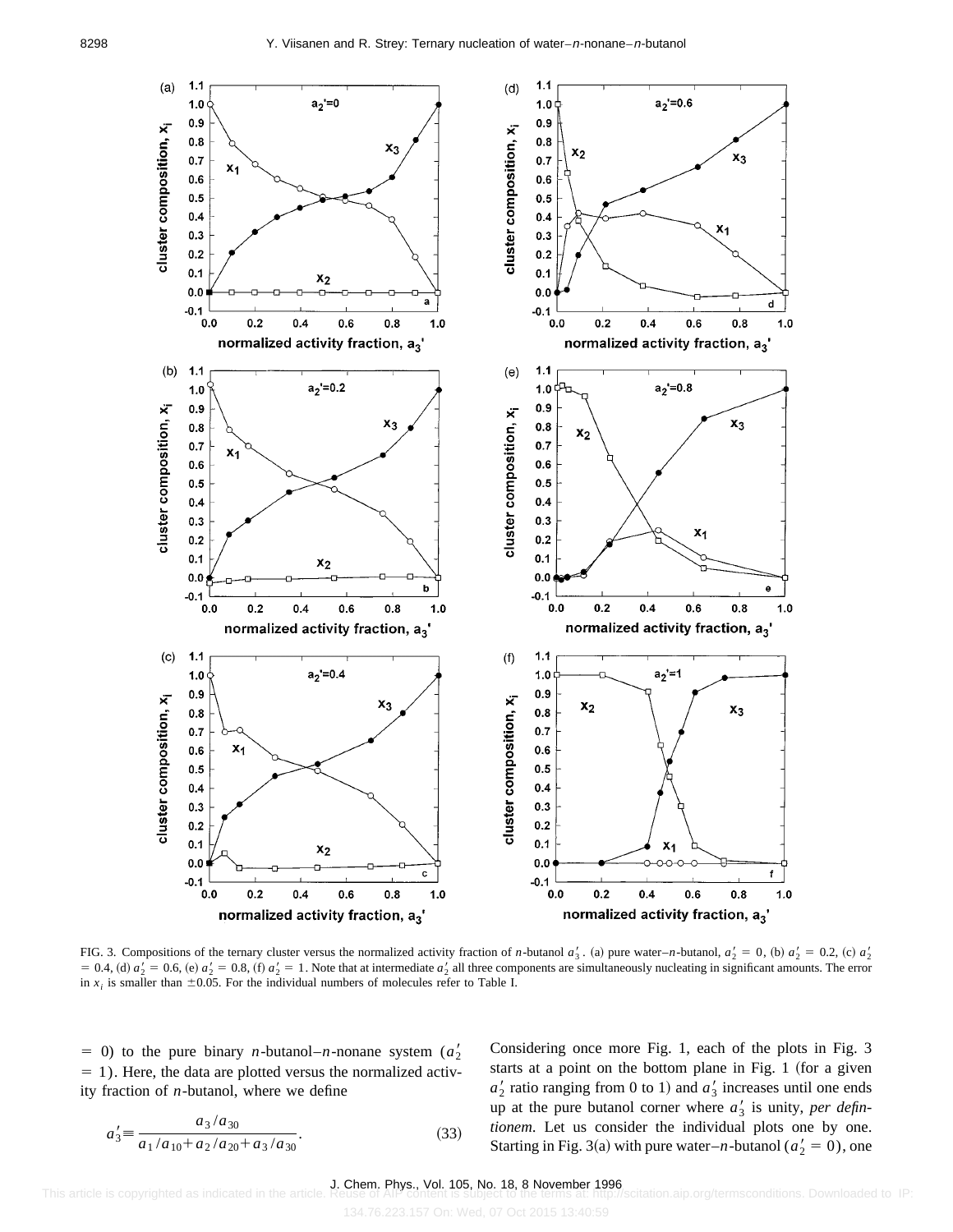FIG. 3. Compositions of the ternary cluster versus the normalized activity fraction of *n*-butanol $a_3'$. (a) pure water–*n*-butanol, $a_2' = 0$, (b) $a_2' = 0.2$, (c) $a_2' = 0.4$, (d) $a_2' = 0.6$, (e) $a_2' = 0.8$, (f) $a_2' = 1$. Note that at intermediate $a_2'$ all three components are simultaneously nucleating in significant amounts. The error in $x_i$ is smaller than $\pm 0.05$. For the individual numbers of molecules refer to Table I.

$= 0$) to the pure binary *n*-butanol–*n*-nonane system ($a_2' = 1$). Here, the data are plotted versus the normalized activity fraction of *n*-butanol, where we define

$$a_3' \equiv \frac{a_3/a_{30}}{a_1/a_{10} + a_2/a_{20} + a_3/a_{30}}. \tag{33}$$

Considering once more Fig. 1, each of the plots in Fig. 3 starts at a point on the bottom plane in Fig. 1 (for a given $a_2'$ ratio ranging from 0 to 1) and $a_3'$ increases until one ends up at the pure butanol corner where $a_3'$ is unity, *per defintionem*. Let us consider the individual plots one by one. Starting in Fig. 3(a) with pure water–*n*-butanol ($a_2' = 0$), one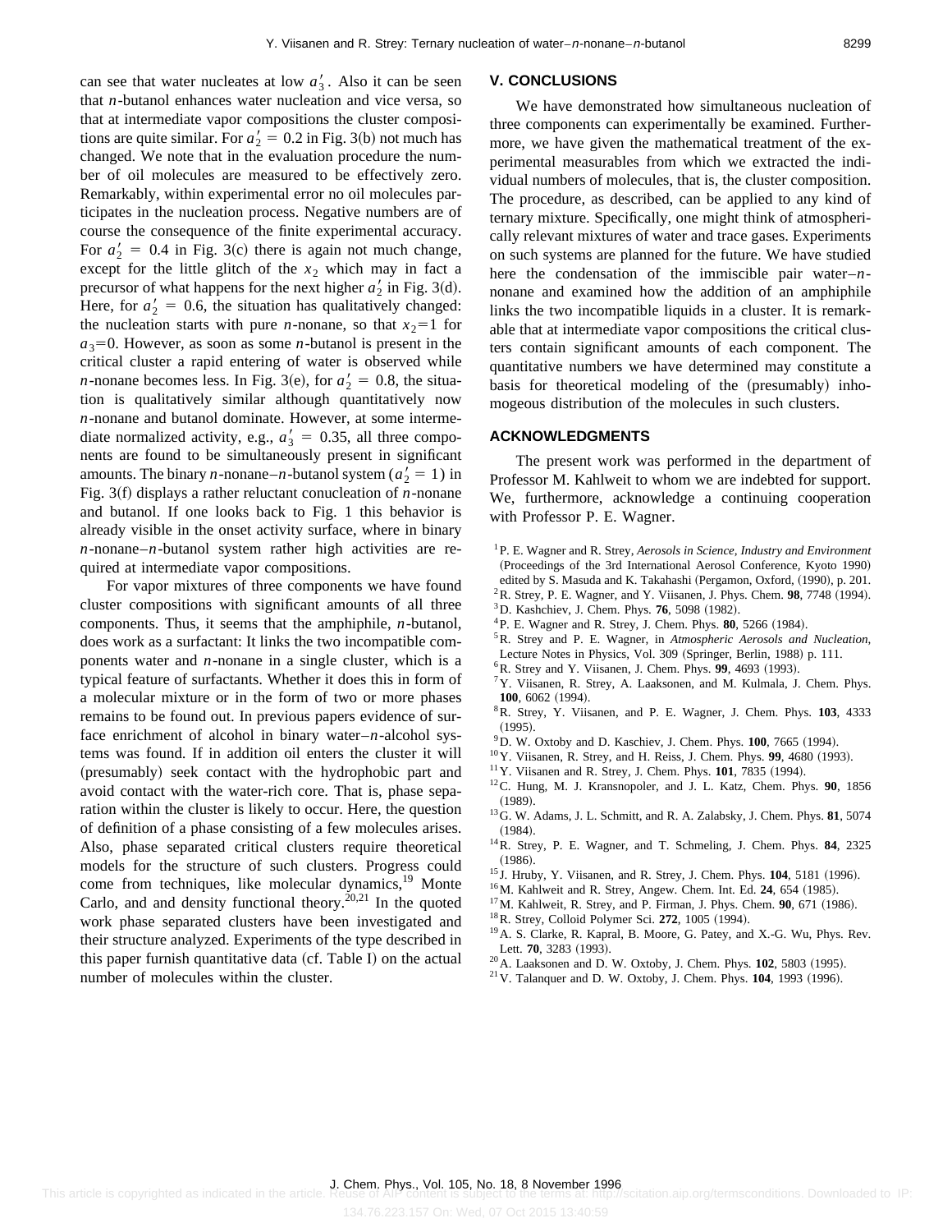can see that water nucleates at low $a_3'$. Also it can be seen that *n*-butanol enhances water nucleation and vice versa, so that at intermediate vapor compositions the cluster compositions are quite similar. For $a_2' = 0.2$ in Fig. 3(b) not much has changed. We note that in the evaluation procedure the number of oil molecules are measured to be effectively zero. Remarkably, within experimental error no oil molecules participates in the nucleation process. Negative numbers are of course the consequence of the finite experimental accuracy. For $a_2' = 0.4$ in Fig. 3(c) there is again not much change, except for the little glitch of the $x_2$ which may in fact a precursor of what happens for the next higher $a_2'$ in Fig. 3(d). Here, for $a_2' = 0.6$, the situation has qualitatively changed: the nucleation starts with pure *n*-nonane, so that $x_2=1$ for $a_3=0$. However, as soon as some *n*-butanol is present in the critical cluster a rapid entering of water is observed while *n*-nonane becomes less. In Fig. 3(e), for $a_2' = 0.8$, the situation is qualitatively similar although quantitatively now *n*-nonane and butanol dominate. However, at some intermediate normalized activity, e.g., $a_3' = 0.35$, all three components are found to be simultaneously present in significant amounts. The binary *n*-nonane–*n*-butanol system ($a_2' = 1$) in Fig. 3(f) displays a rather reluctant conucleation of *n*-nonane and butanol. If one looks back to Fig. 1 this behavior is already visible in the onset activity surface, where in binary *n*-nonane–*n*-butanol system rather high activities are required at intermediate vapor compositions.

For vapor mixtures of three components we have found cluster compositions with significant amounts of all three components. Thus, it seems that the amphiphile, *n*-butanol, does work as a surfactant: It links the two incompatible components water and *n*-nonane in a single cluster, which is a typical feature of surfactants. Whether it does this in form of a molecular mixture or in the form of two or more phases remains to be found out. In previous papers evidence of surface enrichment of alcohol in binary water–*n*-alcohol systems was found. If in addition oil enters the cluster it will (presumably) seek contact with the hydrophobic part and avoid contact with the water-rich core. That is, phase separation within the cluster is likely to occur. Here, the question of definition of a phase consisting of a few molecules arises. Also, phase separated critical clusters require theoretical models for the structure of such clusters. Progress could come from techniques, like molecular dynamics,[19] Monte Carlo, and and density functional theory.[20,21] In the quoted work phase separated clusters have been investigated and their structure analyzed. Experiments of the type described in this paper furnish quantitative data (cf. Table I) on the actual number of molecules within the cluster.

## V. CONCLUSIONS

We have demonstrated how simultaneous nucleation of three components can experimentally be examined. Furthermore, we have given the mathematical treatment of the experimental measurables from which we extracted the individual numbers of molecules, that is, the cluster composition. The procedure, as described, can be applied to any kind of ternary mixture. Specifically, one might think of atmospherically relevant mixtures of water and trace gases. Experiments on such systems are planned for the future. We have studied here the condensation of the immiscible pair water–*n*-nonane and examined how the addition of an amphiphile links the two incompatible liquids in a cluster. It is remarkable that at intermediate vapor compositions the critical clusters contain significant amounts of each component. The quantitative numbers we have determined may constitute a basis for theoretical modeling of the (presumably) inhomogeous distribution of the molecules in such clusters.

## ACKNOWLEDGMENTS

The present work was performed in the department of Professor M. Kahlweit to whom we are indebted for support. We, furthermore, acknowledge a continuing cooperation with Professor P. E. Wagner.

[1] P. E. Wagner and R. Strey, *Aerosols in Science, Industry and Environment* (Proceedings of the 3rd International Aerosol Conference, Kyoto 1990) edited by S. Masuda and K. Takahashi (Pergamon, Oxford, (1990), p. 201.
[2] R. Strey, P. E. Wagner, and Y. Viisanen, J. Phys. Chem. **98**, 7748 (1994).
[3] D. Kashchiev, J. Chem. Phys. **76**, 5098 (1982).
[4] P. E. Wagner and R. Strey, J. Chem. Phys. **80**, 5266 (1984).
[5] R. Strey and P. E. Wagner, in *Atmospheric Aerosols and Nucleation*, Lecture Notes in Physics, Vol. 309 (Springer, Berlin, 1988) p. 111.
[6] R. Strey and Y. Viisanen, J. Chem. Phys. **99**, 4693 (1993).
[7] Y. Viisanen, R. Strey, A. Laaksonen, and M. Kulmala, J. Chem. Phys. **100**, 6062 (1994).
[8] R. Strey, Y. Viisanen, and P. E. Wagner, J. Chem. Phys. **103**, 4333 (1995).
[9] D. W. Oxtoby and D. Kaschiev, J. Chem. Phys. **100**, 7665 (1994).
[10] Y. Viisanen, R. Strey, and H. Reiss, J. Chem. Phys. **99**, 4680 (1993).
[11] Y. Viisanen and R. Strey, J. Chem. Phys. **101**, 7835 (1994).
[12] C. Hung, M. J. Kransnopoler, and J. L. Katz, Chem. Phys. **90**, 1856 (1989).
[13] G. W. Adams, J. L. Schmitt, and R. A. Zalabsky, J. Chem. Phys. **81**, 5074 (1984).
[14] R. Strey, P. E. Wagner, and T. Schmeling, J. Chem. Phys. **84**, 2325 (1986).
[15] J. Hruby, Y. Viisanen, and R. Strey, J. Chem. Phys. **104**, 5181 (1996).
[16] M. Kahlweit and R. Strey, Angew. Chem. Int. Ed. **24**, 654 (1985).
[17] M. Kahlweit, R. Strey, and P. Firman, J. Phys. Chem. **90**, 671 (1986).
[18] R. Strey, Colloid Polymer Sci. **272**, 1005 (1994).
[19] A. S. Clarke, R. Kapral, B. Moore, G. Patey, and X.-G. Wu, Phys. Rev. Lett. **70**, 3283 (1993).
[20] A. Laaksonen and D. W. Oxtoby, J. Chem. Phys. **102**, 5803 (1995).
[21] V. Talanquer and D. W. Oxtoby, J. Chem. Phys. **104**, 1993 (1996).